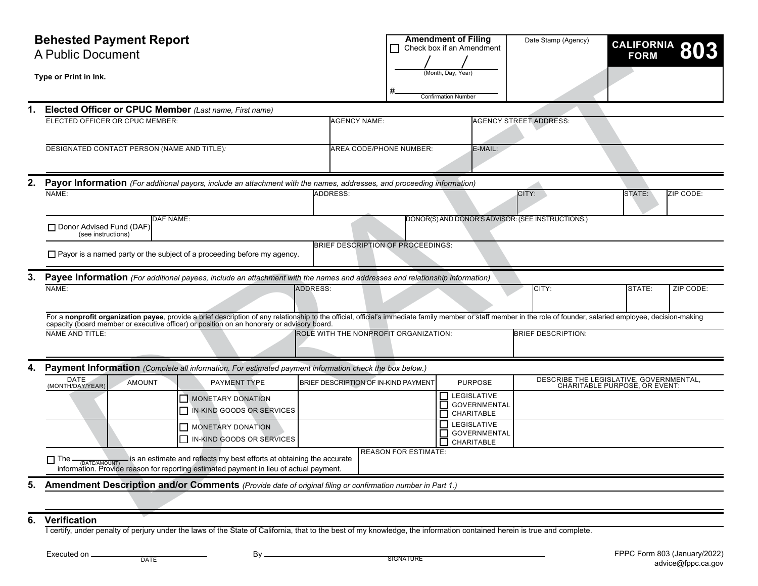# Behested Payment Report

A Public Document

**Type or Print in Ink.**

| **Amendment of Filing** | Date Stamp (Agency) | **CALIFORNIA FORM 803** |
|---|---|---|
| ☐ Check box if an Amendment | | |
| ___ / ___ / ___ (Month, Day, Year) | | |
| #_______ Confirmation Number | | |

DRAFT

## 1. Elected Officer or CPUC Member *(Last name, First name)*

| ELECTED OFFICER OR CPUC MEMBER: | AGENCY NAME: | AGENCY STREET ADDRESS: |
|---|---|---|
| | | |
| **DESIGNATED CONTACT PERSON (NAME AND TITLE):** | **AREA CODE/PHONE NUMBER:** | **E-MAIL:** |
| | | |

## 2. Payor Information *(For additional payors, include an attachment with the names, addresses, and proceeding information)*

| NAME: | ADDRESS: | CITY: | STATE: | ZIP CODE: |
|---|---|---|---|---|
| | | | | |

| ☐ Donor Advised Fund (DAF) (see instructions) | DAF NAME: | DONOR(S) AND DONOR'S ADVISOR: (SEE INSTRUCTIONS.) |
|---|---|---|
| | | |

| ☐ Payor is a named party or the subject of a proceeding before my agency. | BRIEF DESCRIPTION OF PROCEEDINGS: |
|---|---|
| | |

## 3. Payee Information *(For additional payees, include an attachment with the names and addresses and relationship information)*

| NAME: | ADDRESS: | CITY: | STATE: | ZIP CODE: |
|---|---|---|---|---|
| | | | | |

For a **nonprofit organization payee**, provide a brief description of any relationship to the official, official's immediate family member or staff member in the role of founder, salaried employee, decision-making capacity (board member or executive officer) or position on an honorary or advisory board.

| NAME AND TITLE: | ROLE WITH THE NONPROFIT ORGANIZATION: | BRIEF DESCRIPTION: |
|---|---|---|
| | | |

## 4. Payment Information *(Complete all information. For estimated payment information check the box below.)*

| DATE (MONTH/DAY/YEAR) | AMOUNT | PAYMENT TYPE | BRIEF DESCRIPTION OF IN-KIND PAYMENT | PURPOSE | DESCRIBE THE LEGISLATIVE, GOVERNMENTAL, CHARITABLE PURPOSE, OR EVENT: |
|---|---|---|---|---|---|
| | | ☐ MONETARY DONATION ☐ IN-KIND GOODS OR SERVICES | | ☐ LEGISLATIVE ☐ GOVERNMENTAL ☐ CHARITABLE | |
| | | ☐ MONETARY DONATION ☐ IN-KIND GOODS OR SERVICES | | ☐ LEGISLATIVE ☐ GOVERNMENTAL ☐ CHARITABLE | |

| ☐ The _______ (DATE/AMOUNT) is an estimate and reflects my best efforts at obtaining the accurate information. Provide reason for reporting estimated payment in lieu of actual payment. | REASON FOR ESTIMATE: |
|---|---|
| | |

## 5. Amendment Description and/or Comments *(Provide date of original filing or confirmation number in Part 1.)*

## 6. Verification

I certify, under penalty of perjury under the laws of the State of California, that to the best of my knowledge, the information contained herein is true and complete.

Executed on _______________ (DATE) By _______________________________ (SIGNATURE)

FPPC Form 803 (January/2022)
advice@fppc.ca.gov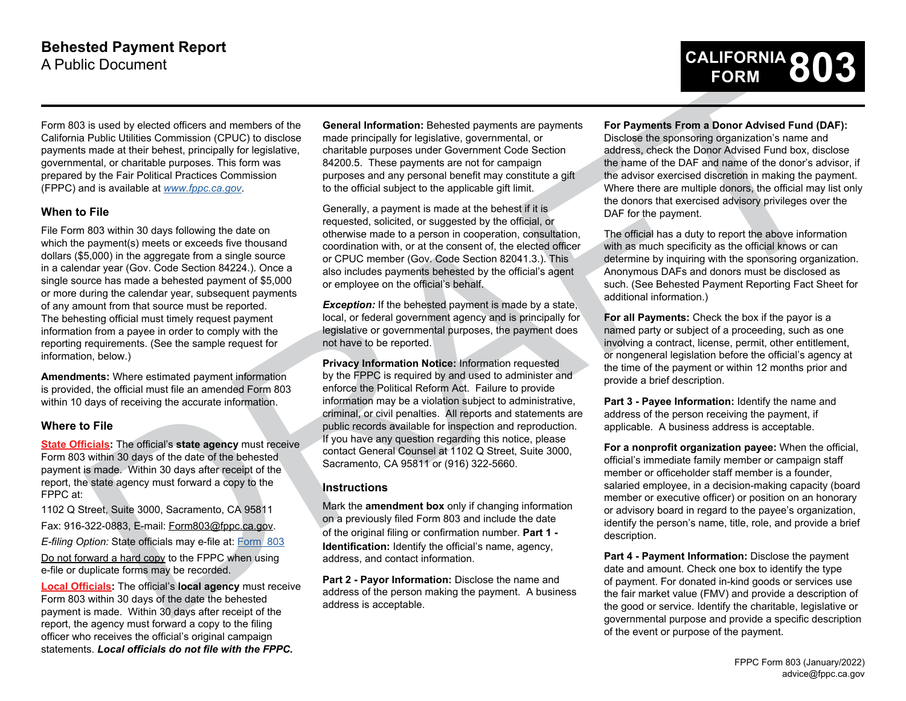# Behested Payment Report

A Public Document

**CALIFORNIA FORM 803**

Form 803 is used by elected officers and members of the California Public Utilities Commission (CPUC) to disclose payments made at their behest, principally for legislative, governmental, or charitable purposes. This form was prepared by the Fair Political Practices Commission (FPPC) and is available at *www.fppc.ca.gov*.

## When to File

File Form 803 within 30 days following the date on which the payment(s) meets or exceeds five thousand dollars ($5,000) in the aggregate from a single source in a calendar year (Gov. Code Section 84224.). Once a single source has made a behested payment of $5,000 or more during the calendar year, subsequent payments of any amount from that source must be reported. The behesting official must timely request payment information from a payee in order to comply with the reporting requirements. (See the sample request for information, below.)

**Amendments:** Where estimated payment information is provided, the official must file an amended Form 803 within 10 days of receiving the accurate information.

## Where to File

**State Officials:** The official's **state agency** must receive Form 803 within 30 days of the date of the behested payment is made. Within 30 days after receipt of the report, the state agency must forward a copy to the FPPC at:

1102 Q Street, Suite 3000, Sacramento, CA 95811

Fax: 916-322-0883, E-mail: Form803@fppc.ca.gov.

*E-filing Option:* State officials may e-file at: Form 803

Do not forward a hard copy to the FPPC when using e-file or duplicate forms may be recorded.

**Local Officials:** The official's **local agency** must receive Form 803 within 30 days of the date the behested payment is made. Within 30 days after receipt of the report, the agency must forward a copy to the filing officer who receives the official's original campaign statements. ***Local officials do not file with the FPPC.***

**General Information:** Behested payments are payments made principally for legislative, governmental, or charitable purposes under Government Code Section 84200.5. These payments are not for campaign purposes and any personal benefit may constitute a gift to the official subject to the applicable gift limit.

Generally, a payment is made at the behest if it is requested, solicited, or suggested by the official, or otherwise made to a person in cooperation, consultation, coordination with, or at the consent of, the elected officer or CPUC member (Gov. Code Section 82041.3.). This also includes payments behested by the official's agent or employee on the official's behalf.

***Exception:*** If the behested payment is made by a state, local, or federal government agency and is principally for legislative or governmental purposes, the payment does not have to be reported.

**Privacy Information Notice:** Information requested by the FPPC is required by and used to administer and enforce the Political Reform Act. Failure to provide information may be a violation subject to administrative, criminal, or civil penalties. All reports and statements are public records available for inspection and reproduction. If you have any question regarding this notice, please contact General Counsel at 1102 Q Street, Suite 3000, Sacramento, CA 95811 or (916) 322-5660.

## Instructions

Mark the **amendment box** only if changing information on a previously filed Form 803 and include the date of the original filing or confirmation number. **Part 1 - Identification:** Identify the official's name, agency, address, and contact information.

**Part 2 - Payor Information:** Disclose the name and address of the person making the payment. A business address is acceptable.

**For Payments From a Donor Advised Fund (DAF):** Disclose the sponsoring organization's name and address, check the Donor Advised Fund box, disclose the name of the DAF and name of the donor's advisor, if the advisor exercised discretion in making the payment. Where there are multiple donors, the official may list only the donors that exercised advisory privileges over the DAF for the payment.

The official has a duty to report the above information with as much specificity as the official knows or can determine by inquiring with the sponsoring organization. Anonymous DAFs and donors must be disclosed as such. (See Behested Payment Reporting Fact Sheet for additional information.)

**For all Payments:** Check the box if the payor is a named party or subject of a proceeding, such as one involving a contract, license, permit, other entitlement, or nongeneral legislation before the official's agency at the time of the payment or within 12 months prior and provide a brief description.

**Part 3 - Payee Information:** Identify the name and address of the person receiving the payment, if applicable. A business address is acceptable.

**For a nonprofit organization payee:** When the official, official's immediate family member or campaign staff member or officeholder staff member is a founder, salaried employee, in a decision-making capacity (board member or executive officer) or position on an honorary or advisory board in regard to the payee's organization, identify the person's name, title, role, and provide a brief description.

**Part 4 - Payment Information:** Disclose the payment date and amount. Check one box to identify the type of payment. For donated in-kind goods or services use the fair market value (FMV) and provide a description of the good or service. Identify the charitable, legislative or governmental purpose and provide a specific description of the event or purpose of the payment.

FPPC Form 803 (January/2022)
advice@fppc.ca.gov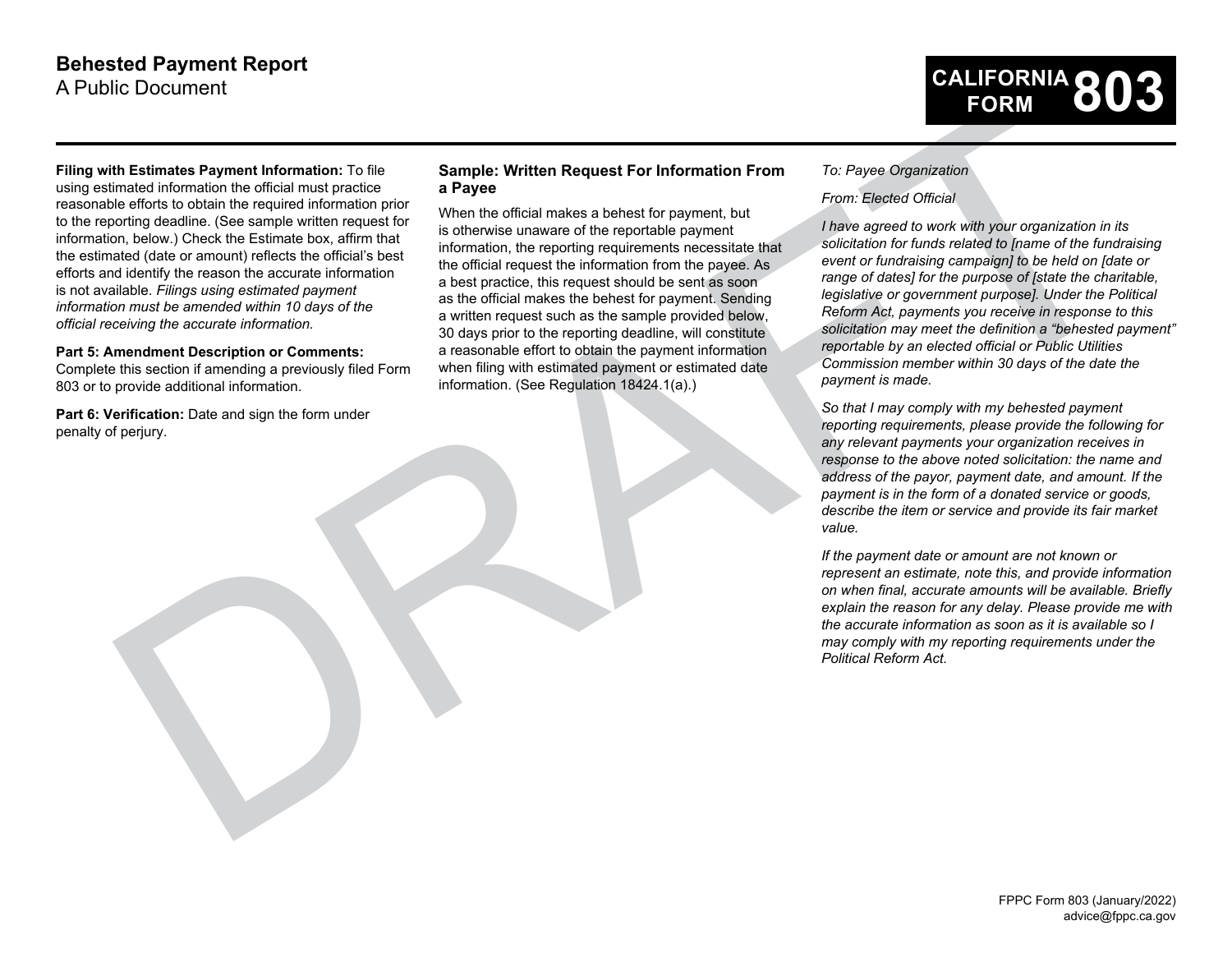# Behested Payment Report

A Public Document

**CALIFORNIA FORM 803**

**Filing with Estimates Payment Information:** To file using estimated information the official must practice reasonable efforts to obtain the required information prior to the reporting deadline. (See sample written request for information, below.) Check the Estimate box, affirm that the estimated (date or amount) reflects the official's best efforts and identify the reason the accurate information is not available. *Filings using estimated payment information must be amended within 10 days of the official receiving the accurate information.*

**Part 5: Amendment Description or Comments:** Complete this section if amending a previously filed Form 803 or to provide additional information.

**Part 6: Verification:** Date and sign the form under penalty of perjury.

### Sample: Written Request For Information From a Payee

When the official makes a behest for payment, but is otherwise unaware of the reportable payment information, the reporting requirements necessitate that the official request the information from the payee. As a best practice, this request should be sent as soon as the official makes the behest for payment. Sending a written request such as the sample provided below, 30 days prior to the reporting deadline, will constitute a reasonable effort to obtain the payment information when filing with estimated payment or estimated date information. (See Regulation 18424.1(a).)

*To: Payee Organization*

*From: Elected Official*

*I have agreed to work with your organization in its solicitation for funds related to [name of the fundraising event or fundraising campaign] to be held on [date or range of dates] for the purpose of [state the charitable, legislative or government purpose]. Under the Political Reform Act, payments you receive in response to this solicitation may meet the definition a "behested payment" reportable by an elected official or Public Utilities Commission member within 30 days of the date the payment is made.*

*So that I may comply with my behested payment reporting requirements, please provide the following for any relevant payments your organization receives in response to the above noted solicitation: the name and address of the payor, payment date, and amount. If the payment is in the form of a donated service or goods, describe the item or service and provide its fair market value.*

*If the payment date or amount are not known or represent an estimate, note this, and provide information on when final, accurate amounts will be available. Briefly explain the reason for any delay. Please provide me with the accurate information as soon as it is available so I may comply with my reporting requirements under the Political Reform Act.*

FPPC Form 803 (January/2022)
advice@fppc.ca.gov